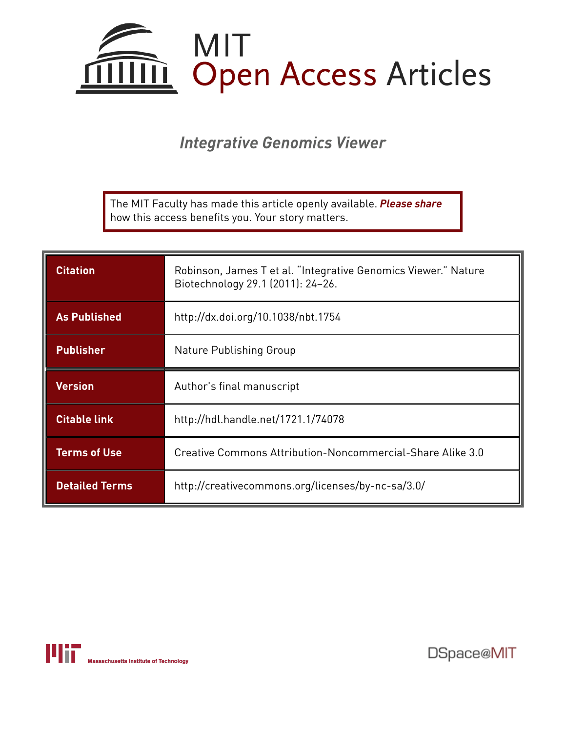# MIT Open Access Articles

## *Integrative Genomics Viewer*

The MIT Faculty has made this article openly available. ***Please share*** how this access benefits you. Your story matters.

| | |
|---|---|
| **Citation** | Robinson, James T et al. "Integrative Genomics Viewer." Nature Biotechnology 29.1 (2011): 24–26. |
| **As Published** | http://dx.doi.org/10.1038/nbt.1754 |
| **Publisher** | Nature Publishing Group |
| **Version** | Author's final manuscript |
| **Citable link** | http://hdl.handle.net/1721.1/74078 |
| **Terms of Use** | Creative Commons Attribution-Noncommercial-Share Alike 3.0 |
| **Detailed Terms** | http://creativecommons.org/licenses/by-nc-sa/3.0/ |

Massachusetts Institute of Technology

DSpace@MIT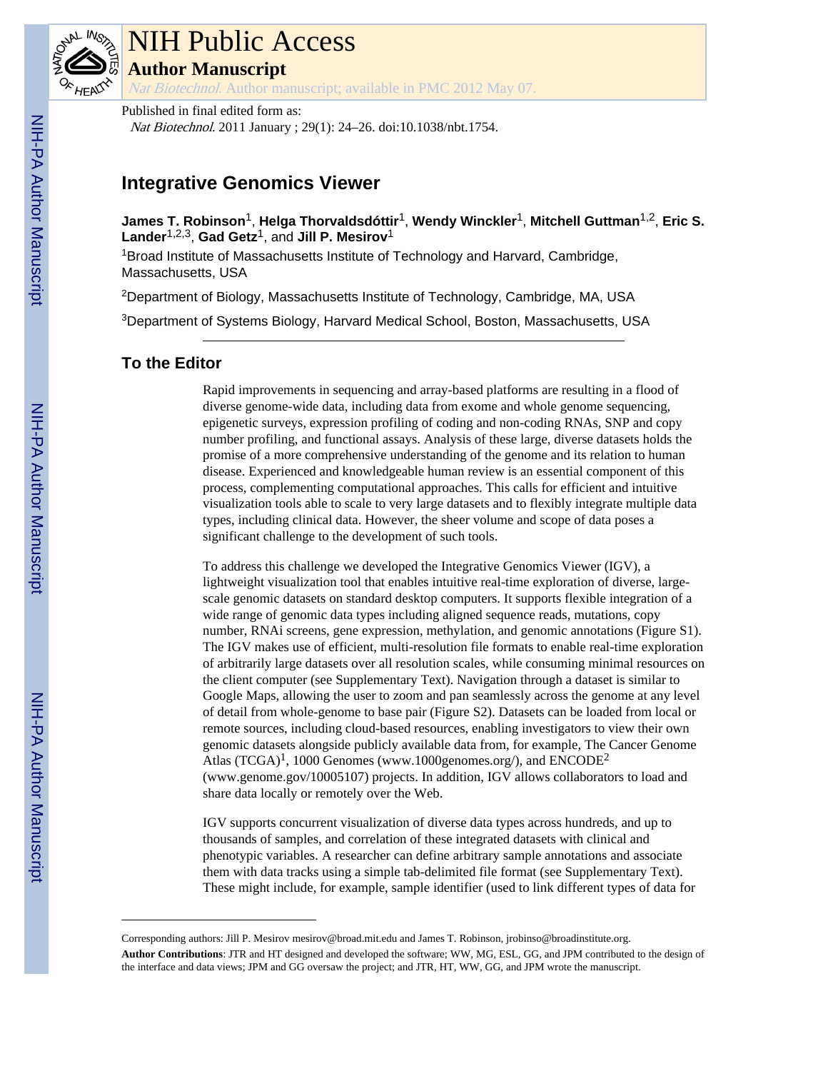Published in final edited form as:

*Nat Biotechnol*. 2011 January ; 29(1): 24–26. doi:10.1038/nbt.1754.

# Integrative Genomics Viewer

**James T. Robinson**[1], **Helga Thorvaldsdóttir**[1], **Wendy Winckler**[1], **Mitchell Guttman**[1,2], **Eric S. Lander**[1,2,3], **Gad Getz**[1], and **Jill P. Mesirov**[1]

[1]Broad Institute of Massachusetts Institute of Technology and Harvard, Cambridge, Massachusetts, USA

[2]Department of Biology, Massachusetts Institute of Technology, Cambridge, MA, USA

[3]Department of Systems Biology, Harvard Medical School, Boston, Massachusetts, USA

## To the Editor

Rapid improvements in sequencing and array-based platforms are resulting in a flood of diverse genome-wide data, including data from exome and whole genome sequencing, epigenetic surveys, expression profiling of coding and non-coding RNAs, SNP and copy number profiling, and functional assays. Analysis of these large, diverse datasets holds the promise of a more comprehensive understanding of the genome and its relation to human disease. Experienced and knowledgeable human review is an essential component of this process, complementing computational approaches. This calls for efficient and intuitive visualization tools able to scale to very large datasets and to flexibly integrate multiple data types, including clinical data. However, the sheer volume and scope of data poses a significant challenge to the development of such tools.

To address this challenge we developed the Integrative Genomics Viewer (IGV), a lightweight visualization tool that enables intuitive real-time exploration of diverse, large-scale genomic datasets on standard desktop computers. It supports flexible integration of a wide range of genomic data types including aligned sequence reads, mutations, copy number, RNAi screens, gene expression, methylation, and genomic annotations (Figure S1). The IGV makes use of efficient, multi-resolution file formats to enable real-time exploration of arbitrarily large datasets over all resolution scales, while consuming minimal resources on the client computer (see Supplementary Text). Navigation through a dataset is similar to Google Maps, allowing the user to zoom and pan seamlessly across the genome at any level of detail from whole-genome to base pair (Figure S2). Datasets can be loaded from local or remote sources, including cloud-based resources, enabling investigators to view their own genomic datasets alongside publicly available data from, for example, The Cancer Genome Atlas (TCGA)[1], 1000 Genomes (www.1000genomes.org/), and ENCODE[2] (www.genome.gov/10005107) projects. In addition, IGV allows collaborators to load and share data locally or remotely over the Web.

IGV supports concurrent visualization of diverse data types across hundreds, and up to thousands of samples, and correlation of these integrated datasets with clinical and phenotypic variables. A researcher can define arbitrary sample annotations and associate them with data tracks using a simple tab-delimited file format (see Supplementary Text). These might include, for example, sample identifier (used to link different types of data for

Corresponding authors: Jill P. Mesirov mesirov@broad.mit.edu and James T. Robinson, jrobinso@broadinstitute.org.

**Author Contributions**: JTR and HT designed and developed the software; WW, MG, ESL, GG, and JPM contributed to the design of the interface and data views; JPM and GG oversaw the project; and JTR, HT, WW, GG, and JPM wrote the manuscript.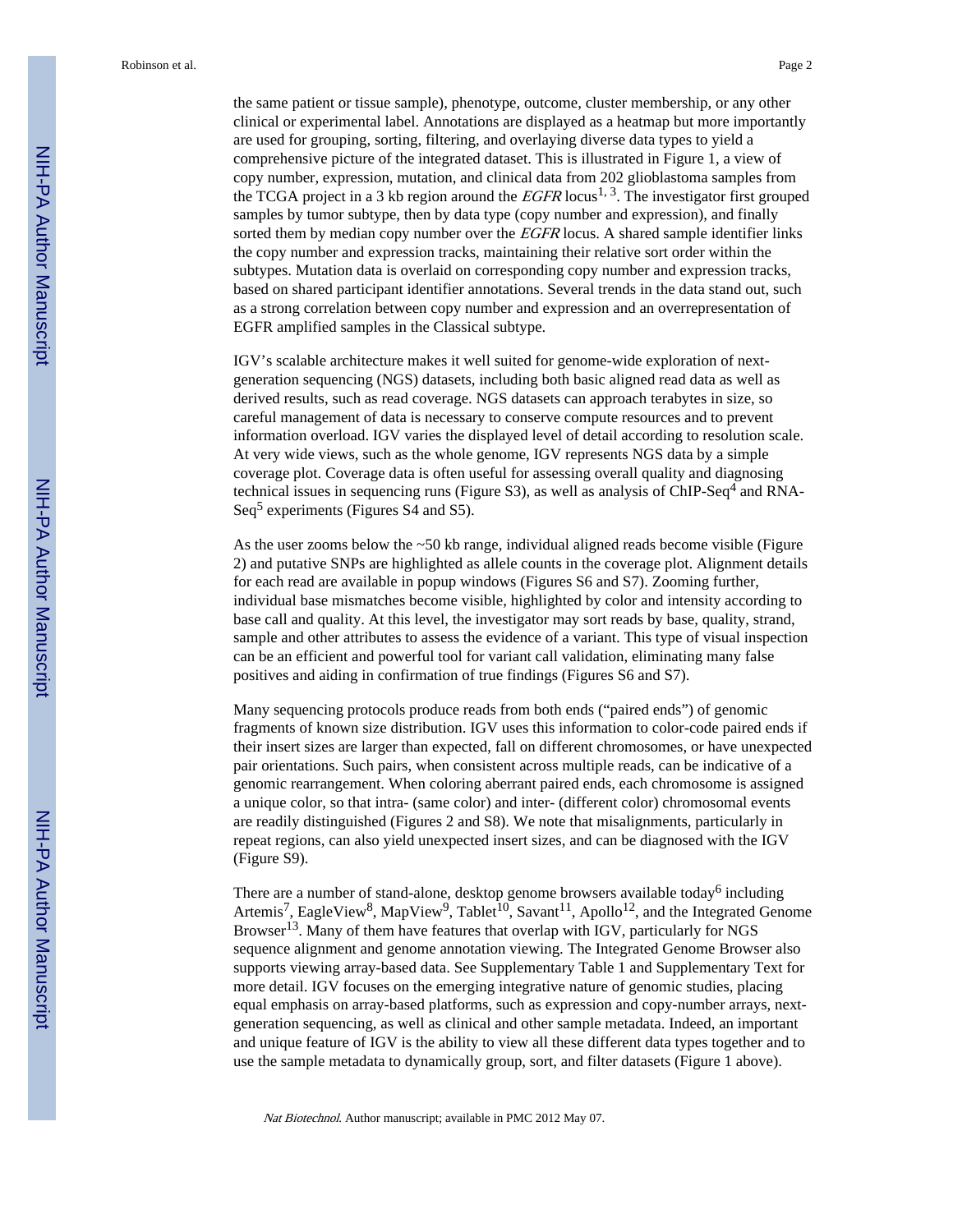the same patient or tissue sample), phenotype, outcome, cluster membership, or any other clinical or experimental label. Annotations are displayed as a heatmap but more importantly are used for grouping, sorting, filtering, and overlaying diverse data types to yield a comprehensive picture of the integrated dataset. This is illustrated in Figure 1, a view of copy number, expression, mutation, and clinical data from 202 glioblastoma samples from the TCGA project in a 3 kb region around the *EGFR* locus[1, 3]. The investigator first grouped samples by tumor subtype, then by data type (copy number and expression), and finally sorted them by median copy number over the *EGFR* locus. A shared sample identifier links the copy number and expression tracks, maintaining their relative sort order within the subtypes. Mutation data is overlaid on corresponding copy number and expression tracks, based on shared participant identifier annotations. Several trends in the data stand out, such as a strong correlation between copy number and expression and an overrepresentation of EGFR amplified samples in the Classical subtype.

IGV's scalable architecture makes it well suited for genome-wide exploration of next-generation sequencing (NGS) datasets, including both basic aligned read data as well as derived results, such as read coverage. NGS datasets can approach terabytes in size, so careful management of data is necessary to conserve compute resources and to prevent information overload. IGV varies the displayed level of detail according to resolution scale. At very wide views, such as the whole genome, IGV represents NGS data by a simple coverage plot. Coverage data is often useful for assessing overall quality and diagnosing technical issues in sequencing runs (Figure S3), as well as analysis of ChIP-Seq[4] and RNA-Seq[5] experiments (Figures S4 and S5).

As the user zooms below the ~50 kb range, individual aligned reads become visible (Figure 2) and putative SNPs are highlighted as allele counts in the coverage plot. Alignment details for each read are available in popup windows (Figures S6 and S7). Zooming further, individual base mismatches become visible, highlighted by color and intensity according to base call and quality. At this level, the investigator may sort reads by base, quality, strand, sample and other attributes to assess the evidence of a variant. This type of visual inspection can be an efficient and powerful tool for variant call validation, eliminating many false positives and aiding in confirmation of true findings (Figures S6 and S7).

Many sequencing protocols produce reads from both ends ("paired ends") of genomic fragments of known size distribution. IGV uses this information to color-code paired ends if their insert sizes are larger than expected, fall on different chromosomes, or have unexpected pair orientations. Such pairs, when consistent across multiple reads, can be indicative of a genomic rearrangement. When coloring aberrant paired ends, each chromosome is assigned a unique color, so that intra- (same color) and inter- (different color) chromosomal events are readily distinguished (Figures 2 and S8). We note that misalignments, particularly in repeat regions, can also yield unexpected insert sizes, and can be diagnosed with the IGV (Figure S9).

There are a number of stand-alone, desktop genome browsers available today[6] including Artemis[7], EagleView[8], MapView[9], Tablet[10], Savant[11], Apollo[12], and the Integrated Genome Browser[13]. Many of them have features that overlap with IGV, particularly for NGS sequence alignment and genome annotation viewing. The Integrated Genome Browser also supports viewing array-based data. See Supplementary Table 1 and Supplementary Text for more detail. IGV focuses on the emerging integrative nature of genomic studies, placing equal emphasis on array-based platforms, such as expression and copy-number arrays, next-generation sequencing, as well as clinical and other sample metadata. Indeed, an important and unique feature of IGV is the ability to view all these different data types together and to use the sample metadata to dynamically group, sort, and filter datasets (Figure 1 above).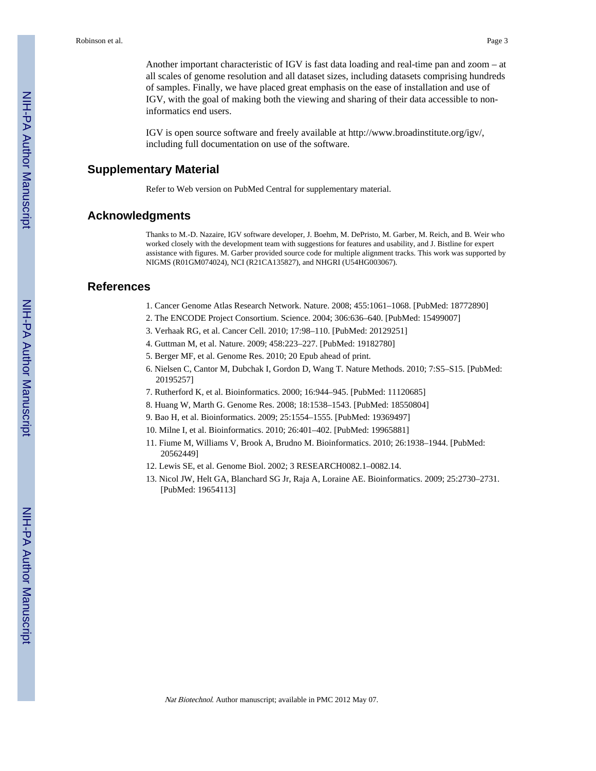Another important characteristic of IGV is fast data loading and real-time pan and zoom – at all scales of genome resolution and all dataset sizes, including datasets comprising hundreds of samples. Finally, we have placed great emphasis on the ease of installation and use of IGV, with the goal of making both the viewing and sharing of their data accessible to non-informatics end users.

IGV is open source software and freely available at http://www.broadinstitute.org/igv/, including full documentation on use of the software.

## Supplementary Material

Refer to Web version on PubMed Central for supplementary material.

## Acknowledgments

Thanks to M.-D. Nazaire, IGV software developer, J. Boehm, M. DePristo, M. Garber, M. Reich, and B. Weir who worked closely with the development team with suggestions for features and usability, and J. Bistline for expert assistance with figures. M. Garber provided source code for multiple alignment tracks. This work was supported by NIGMS (R01GM074024), NCI (R21CA135827), and NHGRI (U54HG003067).

## References

1. Cancer Genome Atlas Research Network. Nature. 2008; 455:1061–1068. [PubMed: 18772890]
2. The ENCODE Project Consortium. Science. 2004; 306:636–640. [PubMed: 15499007]
3. Verhaak RG, et al. Cancer Cell. 2010; 17:98–110. [PubMed: 20129251]
4. Guttman M, et al. Nature. 2009; 458:223–227. [PubMed: 19182780]
5. Berger MF, et al. Genome Res. 2010; 20 Epub ahead of print.
6. Nielsen C, Cantor M, Dubchak I, Gordon D, Wang T. Nature Methods. 2010; 7:S5–S15. [PubMed: 20195257]
7. Rutherford K, et al. Bioinformatics. 2000; 16:944–945. [PubMed: 11120685]
8. Huang W, Marth G. Genome Res. 2008; 18:1538–1543. [PubMed: 18550804]
9. Bao H, et al. Bioinformatics. 2009; 25:1554–1555. [PubMed: 19369497]
10. Milne I, et al. Bioinformatics. 2010; 26:401–402. [PubMed: 19965881]
11. Fiume M, Williams V, Brook A, Brudno M. Bioinformatics. 2010; 26:1938–1944. [PubMed: 20562449]
12. Lewis SE, et al. Genome Biol. 2002; 3 RESEARCH0082.1–0082.14.
13. Nicol JW, Helt GA, Blanchard SG Jr, Raja A, Loraine AE. Bioinformatics. 2009; 25:2730–2731. [PubMed: 19654113]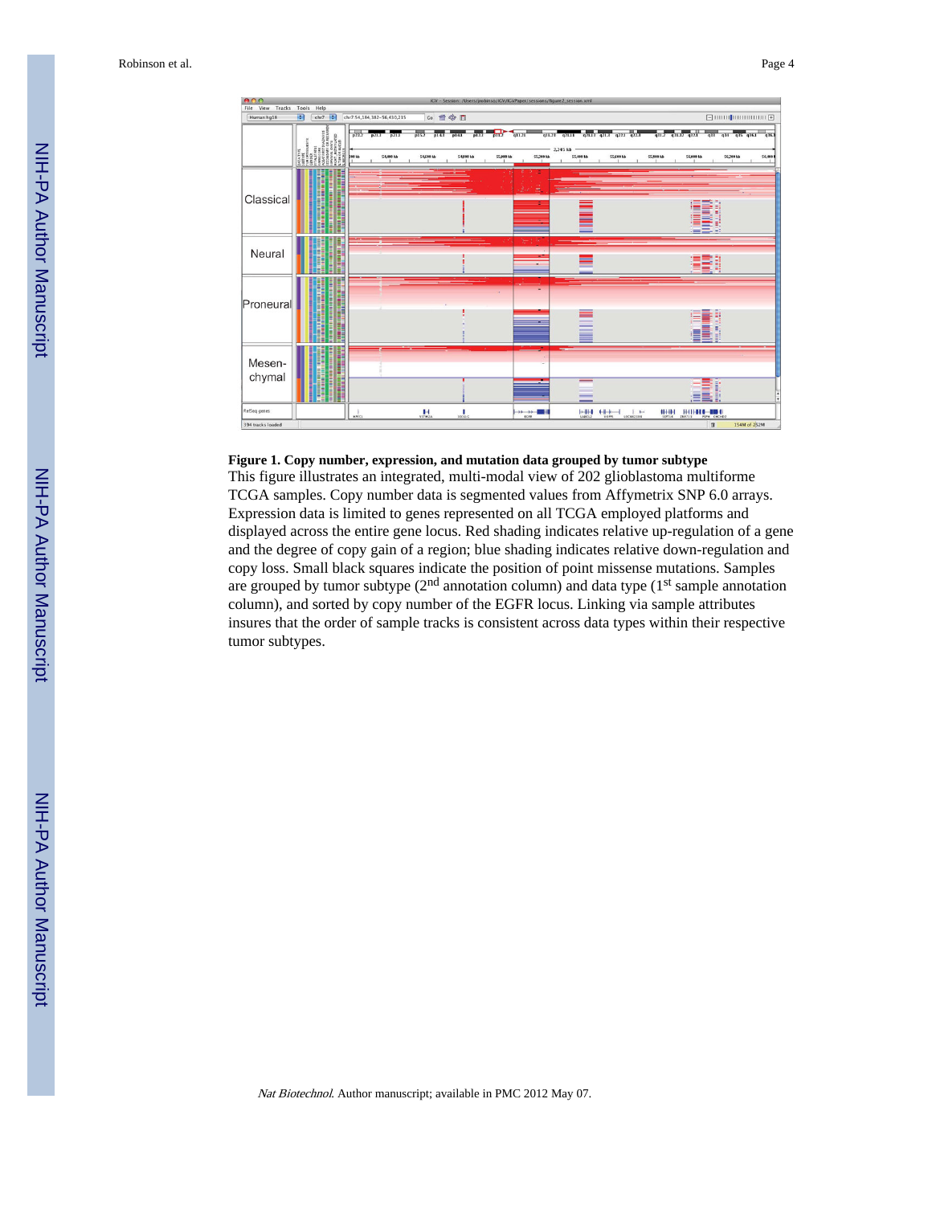**Figure 1. Copy number, expression, and mutation data grouped by tumor subtype**

This figure illustrates an integrated, multi-modal view of 202 glioblastoma multiforme TCGA samples. Copy number data is segmented values from Affymetrix SNP 6.0 arrays. Expression data is limited to genes represented on all TCGA employed platforms and displayed across the entire gene locus. Red shading indicates relative up-regulation of a gene and the degree of copy gain of a region; blue shading indicates relative down-regulation and copy loss. Small black squares indicate the position of point missense mutations. Samples are grouped by tumor subtype (2nd annotation column) and data type (1st sample annotation column), and sorted by copy number of the EGFR locus. Linking via sample attributes insures that the order of sample tracks is consistent across data types within their respective tumor subtypes.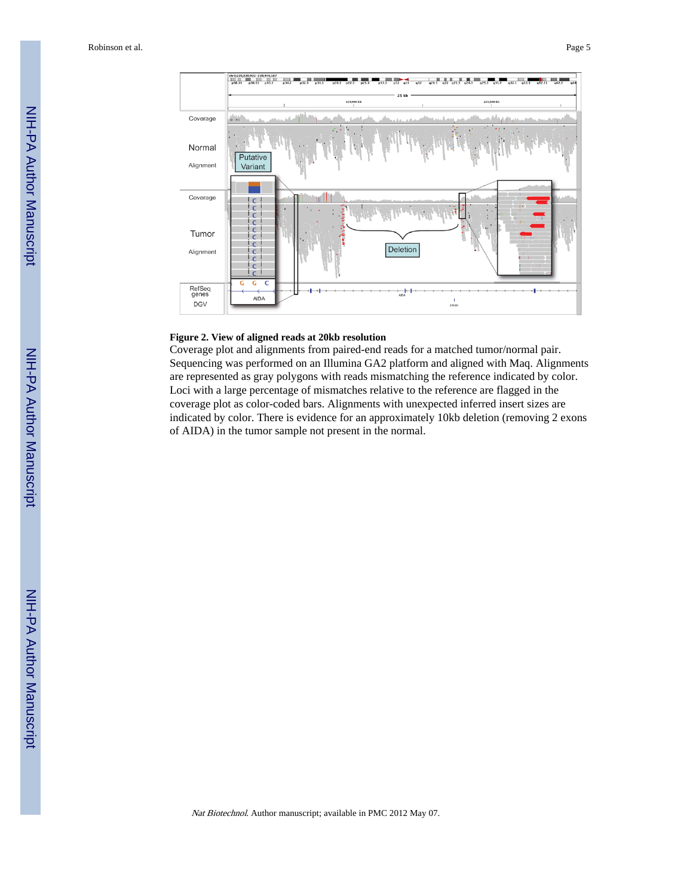**Figure 2. View of aligned reads at 20kb resolution**

Coverage plot and alignments from paired-end reads for a matched tumor/normal pair. Sequencing was performed on an Illumina GA2 platform and aligned with Maq. Alignments are represented as gray polygons with reads mismatching the reference indicated by color. Loci with a large percentage of mismatches relative to the reference are flagged in the coverage plot as color-coded bars. Alignments with unexpected inferred insert sizes are indicated by color. There is evidence for an approximately 10kb deletion (removing 2 exons of AIDA) in the tumor sample not present in the normal.